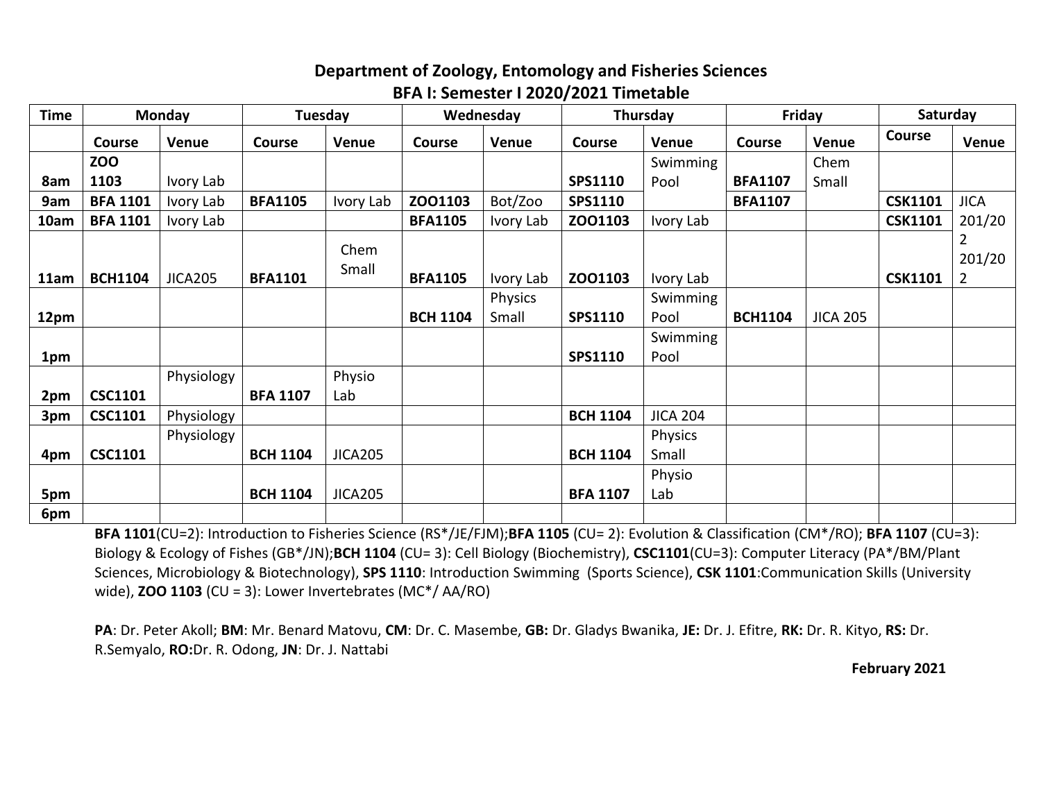## Department of Zoology, Entomology and Fisheries Sciences
## BFA I: Semester I 2020/2021 Timetable

| Time | Monday | | Tuesday | | Wednesday | | Thursday | | Friday | | Saturday | |
|---|---|---|---|---|---|---|---|---|---|---|---|---|
| | Course | Venue | Course | Venue | Course | Venue | Course | Venue | Course | Venue | Course | Venue |
| 8am | ZOO 1103 | Ivory Lab | | | | | SPS1110 | Swimming Pool | BFA1107 | Chem Small | | |
| 9am | BFA 1101 | Ivory Lab | BFA1105 | Ivory Lab | ZOO1103 | Bot/Zoo | SPS1110 | | BFA1107 | | CSK1101 | JICA 201/202 |
| 10am | BFA 1101 | Ivory Lab | | | BFA1105 | Ivory Lab | ZOO1103 | Ivory Lab | | | CSK1101 | |
| 11am | BCH1104 | JICA205 | BFA1101 | Chem Small | BFA1105 | Ivory Lab | ZOO1103 | Ivory Lab | | | CSK1101 | 201/202 |
| 12pm | | | | | BCH 1104 | Physics Small | SPS1110 | Swimming Pool | BCH1104 | JICA 205 | | |
| 1pm | | | | | | | SPS1110 | Swimming Pool | | | | |
| 2pm | CSC1101 | Physiology | BFA 1107 | Physio Lab | | | | | | | | |
| 3pm | CSC1101 | Physiology | | | | | BCH 1104 | JICA 204 | | | | |
| 4pm | CSC1101 | Physiology | BCH 1104 | JICA205 | | | BCH 1104 | Physics Small | | | | |
| 5pm | | | BCH 1104 | JICA205 | | | BFA 1107 | Physio Lab | | | | |
| 6pm | | | | | | | | | | | | |

**BFA 1101**(CU=2): Introduction to Fisheries Science (RS*/JE/FJM);**BFA 1105** (CU= 2): Evolution & Classification (CM*/RO); **BFA 1107** (CU=3): Biology & Ecology of Fishes (GB*/JN);**BCH 1104** (CU= 3): Cell Biology (Biochemistry), **CSC1101**(CU=3): Computer Literacy (PA*/BM/Plant Sciences, Microbiology & Biotechnology), **SPS 1110**: Introduction Swimming (Sports Science), **CSK 1101**:Communication Skills (University wide), **ZOO 1103** (CU = 3): Lower Invertebrates (MC*/ AA/RO)

**PA**: Dr. Peter Akoll; **BM**: Mr. Benard Matovu, **CM**: Dr. C. Masembe, **GB:** Dr. Gladys Bwanika, **JE:** Dr. J. Efitre, **RK:** Dr. R. Kityo, **RS:** Dr. R.Semyalo, **RO:**Dr. R. Odong, **JN**: Dr. J. Nattabi

**February 2021**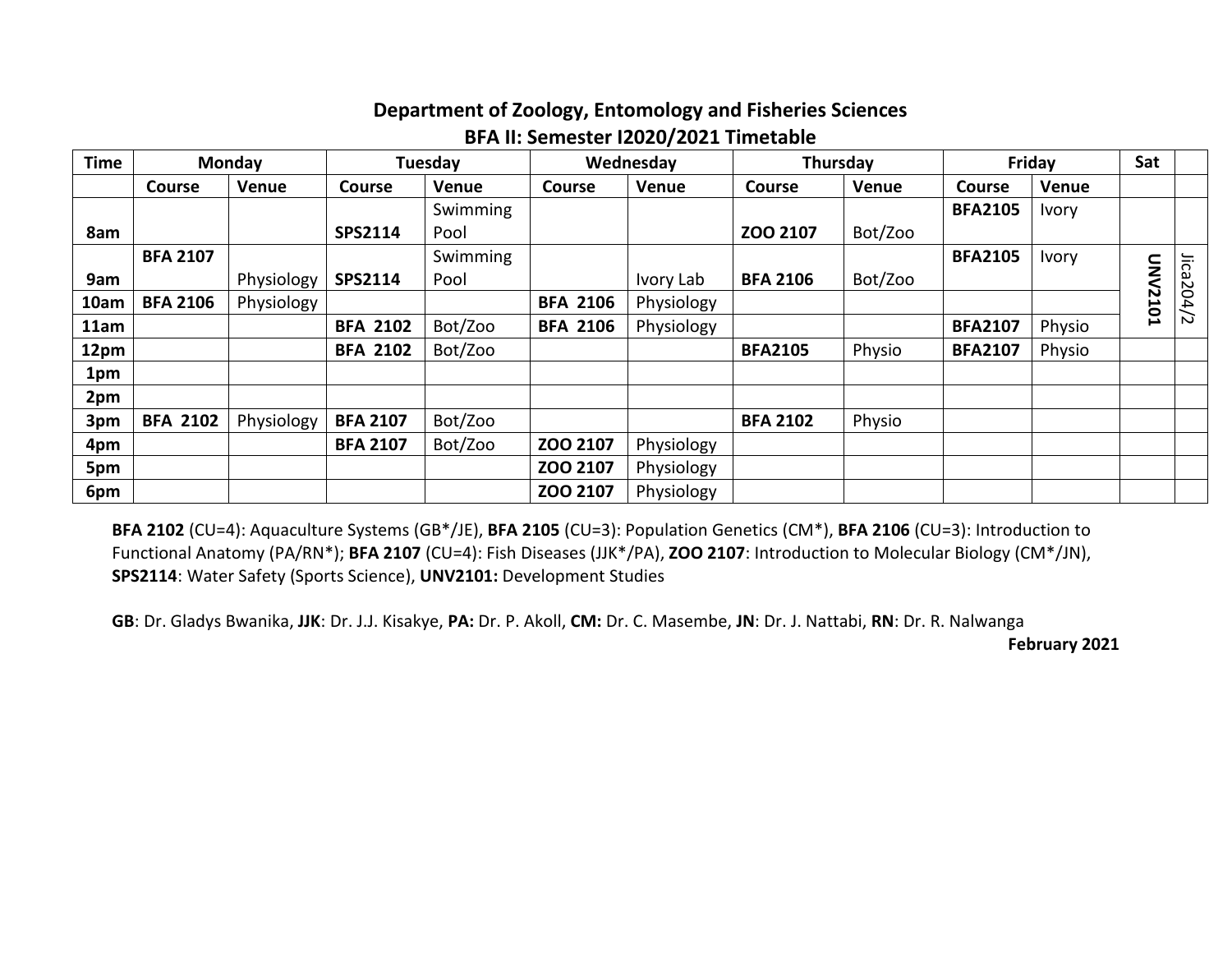## Department of Zoology, Entomology and Fisheries Sciences

## BFA II: Semester I2020/2021 Timetable

| Time | Monday | | Tuesday | | Wednesday | | Thursday | | Friday | | Sat | |
|---|---|---|---|---|---|---|---|---|---|---|---|---|
| | Course | Venue | Course | Venue | Course | Venue | Course | Venue | Course | Venue | | |
| 8am | | | SPS2114 | Swimming Pool | | | ZOO 2107 | Bot/Zoo | BFA2105 | Ivory | | |
| 9am | BFA 2107 | Physiology | SPS2114 | Swimming Pool | | Ivory Lab | BFA 2106 | Bot/Zoo | BFA2105 | Ivory | UNV2101 | Jica204/2 |
| 10am | BFA 2106 | Physiology | | | BFA 2106 | Physiology | | | | | | |
| 11am | | | BFA 2102 | Bot/Zoo | BFA 2106 | Physiology | | | BFA2107 | Physio | | |
| 12pm | | | BFA 2102 | Bot/Zoo | | | BFA2105 | Physio | BFA2107 | Physio | | |
| 1pm | | | | | | | | | | | | |
| 2pm | | | | | | | | | | | | |
| 3pm | BFA 2102 | Physiology | BFA 2107 | Bot/Zoo | | | BFA 2102 | Physio | | | | |
| 4pm | | | BFA 2107 | Bot/Zoo | ZOO 2107 | Physiology | | | | | | |
| 5pm | | | | | ZOO 2107 | Physiology | | | | | | |
| 6pm | | | | | ZOO 2107 | Physiology | | | | | | |

**BFA 2102** (CU=4): Aquaculture Systems (GB*/JE), **BFA 2105** (CU=3): Population Genetics (CM*), **BFA 2106** (CU=3): Introduction to Functional Anatomy (PA/RN*); **BFA 2107** (CU=4): Fish Diseases (JJK*/PA), **ZOO 2107**: Introduction to Molecular Biology (CM*/JN), **SPS2114**: Water Safety (Sports Science), **UNV2101:** Development Studies

**GB**: Dr. Gladys Bwanika, **JJK**: Dr. J.J. Kisakye, **PA:** Dr. P. Akoll, **CM:** Dr. C. Masembe, **JN**: Dr. J. Nattabi, **RN**: Dr. R. Nalwanga

**February 2021**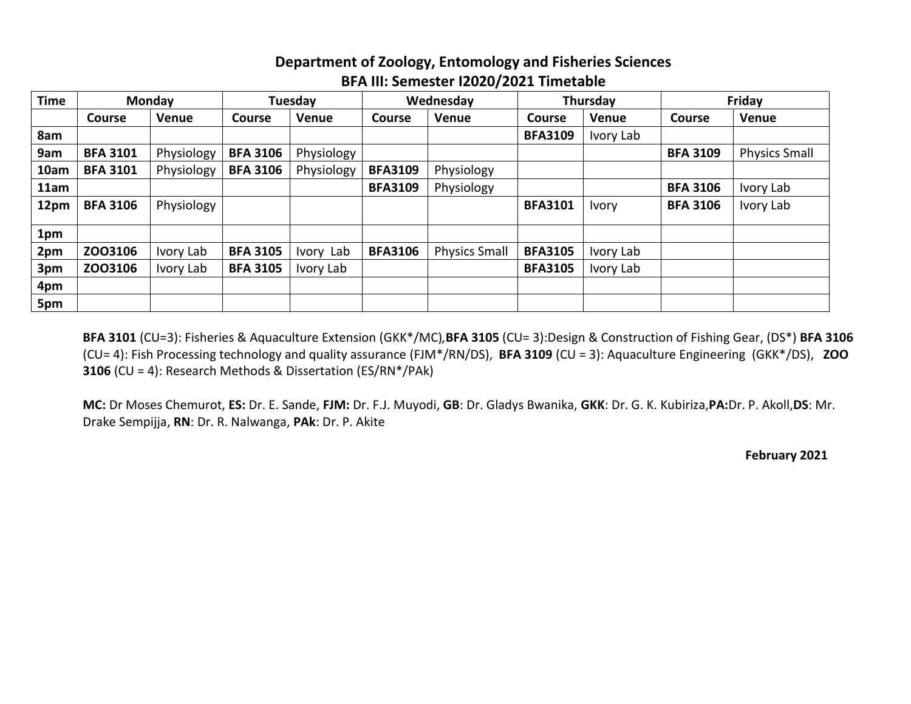## Department of Zoology, Entomology and Fisheries Sciences

## BFA III: Semester I2020/2021 Timetable

| Time | Monday | | Tuesday | | Wednesday | | Thursday | | Friday | |
|---|---|---|---|---|---|---|---|---|---|---|
| | **Course** | **Venue** | **Course** | **Venue** | **Course** | **Venue** | **Course** | **Venue** | **Course** | **Venue** |
| **8am** | | | | | | | **BFA3109** | Ivory Lab | | |
| **9am** | **BFA 3101** | Physiology | **BFA 3106** | Physiology | | | | | **BFA 3109** | Physics Small |
| **10am** | **BFA 3101** | Physiology | **BFA 3106** | Physiology | **BFA3109** | Physiology | | | | |
| **11am** | | | | | **BFA3109** | Physiology | | | **BFA 3106** | Ivory Lab |
| **12pm** | **BFA 3106** | Physiology | | | | | **BFA3101** | Ivory | **BFA 3106** | Ivory Lab |
| **1pm** | | | | | | | | | | |
| **2pm** | **ZOO3106** | Ivory Lab | **BFA 3105** | Ivory Lab | **BFA3106** | Physics Small | **BFA3105** | Ivory Lab | | |
| **3pm** | **ZOO3106** | Ivory Lab | **BFA 3105** | Ivory Lab | | | **BFA3105** | Ivory Lab | | |
| **4pm** | | | | | | | | | | |
| **5pm** | | | | | | | | | | |

**BFA 3101** (CU=3): Fisheries & Aquaculture Extension (GKK*/MC),**BFA 3105** (CU= 3):Design & Construction of Fishing Gear, (DS*) **BFA 3106** (CU= 4): Fish Processing technology and quality assurance (FJM*/RN/DS), **BFA 3109** (CU = 3): Aquaculture Engineering (GKK*/DS), **ZOO 3106** (CU = 4): Research Methods & Dissertation (ES/RN*/PAk)

**MC:** Dr Moses Chemurot, **ES:** Dr. E. Sande, **FJM:** Dr. F.J. Muyodi, **GB**: Dr. Gladys Bwanika, **GKK**: Dr. G. K. Kubiriza,**PA:**Dr. P. Akoll,**DS**: Mr. Drake Sempijja, **RN**: Dr. R. Nalwanga, **PAk**: Dr. P. Akite

**February 2021**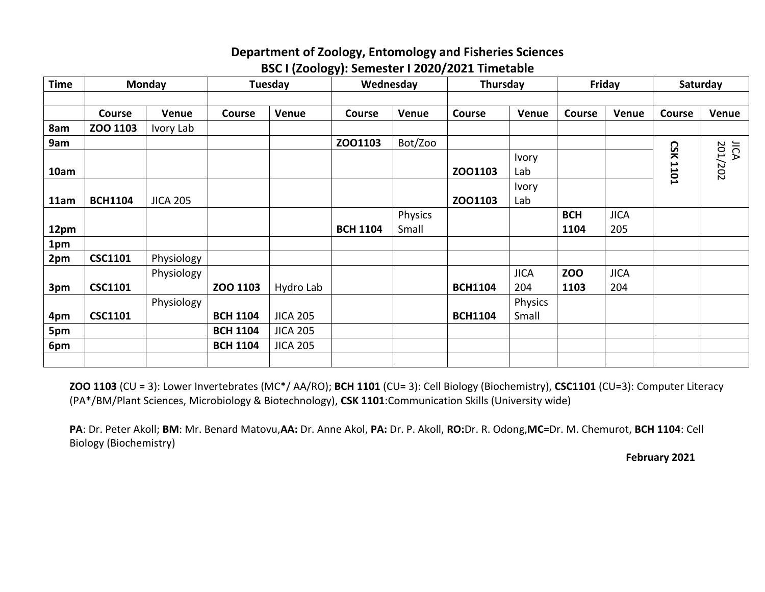## Department of Zoology, Entomology and Fisheries Sciences
## BSC I (Zoology): Semester I 2020/2021 Timetable

| Time | Monday | | Tuesday | | Wednesday | | Thursday | | Friday | | Saturday | |
|---|---|---|---|---|---|---|---|---|---|---|---|---|
| | | | | | | | | | | | | |
| | **Course** | **Venue** | **Course** | **Venue** | **Course** | **Venue** | **Course** | **Venue** | **Course** | **Venue** | **Course** | **Venue** |
| **8am** | **ZOO 1103** | Ivory Lab | | | | | | | | | | |
| **9am** | | | | | **ZOO1103** | Bot/Zoo | | | | | **CSK 1101** | JICA 201/202 |
| **10am** | | | | | | | **ZOO1103** | Ivory Lab | | | | |
| **11am** | **BCH1104** | JICA 205 | | | | | **ZOO1103** | Ivory Lab | | | | |
| **12pm** | | | | | **BCH 1104** | Physics Small | | | **BCH 1104** | JICA 205 | | |
| **1pm** | | | | | | | | | | | | |
| **2pm** | **CSC1101** | Physiology | | | | | | | | | | |
| **3pm** | **CSC1101** | Physiology | **ZOO 1103** | Hydro Lab | | | **BCH1104** | JICA 204 | **ZOO 1103** | JICA 204 | | |
| **4pm** | **CSC1101** | Physiology | **BCH 1104** | JICA 205 | | | **BCH1104** | Physics Small | | | | |
| **5pm** | | | **BCH 1104** | JICA 205 | | | | | | | | |
| **6pm** | | | **BCH 1104** | JICA 205 | | | | | | | | |
| | | | | | | | | | | | | |

**ZOO 1103** (CU = 3): Lower Invertebrates (MC*/ AA/RO); **BCH 1101** (CU= 3): Cell Biology (Biochemistry), **CSC1101** (CU=3): Computer Literacy (PA*/BM/Plant Sciences, Microbiology & Biotechnology), **CSK 1101**:Communication Skills (University wide)

**PA**: Dr. Peter Akoll; **BM**: Mr. Benard Matovu,**AA:** Dr. Anne Akol, **PA:** Dr. P. Akoll, **RO:**Dr. R. Odong,**MC**=Dr. M. Chemurot, **BCH 1104**: Cell Biology (Biochemistry)

**February 2021**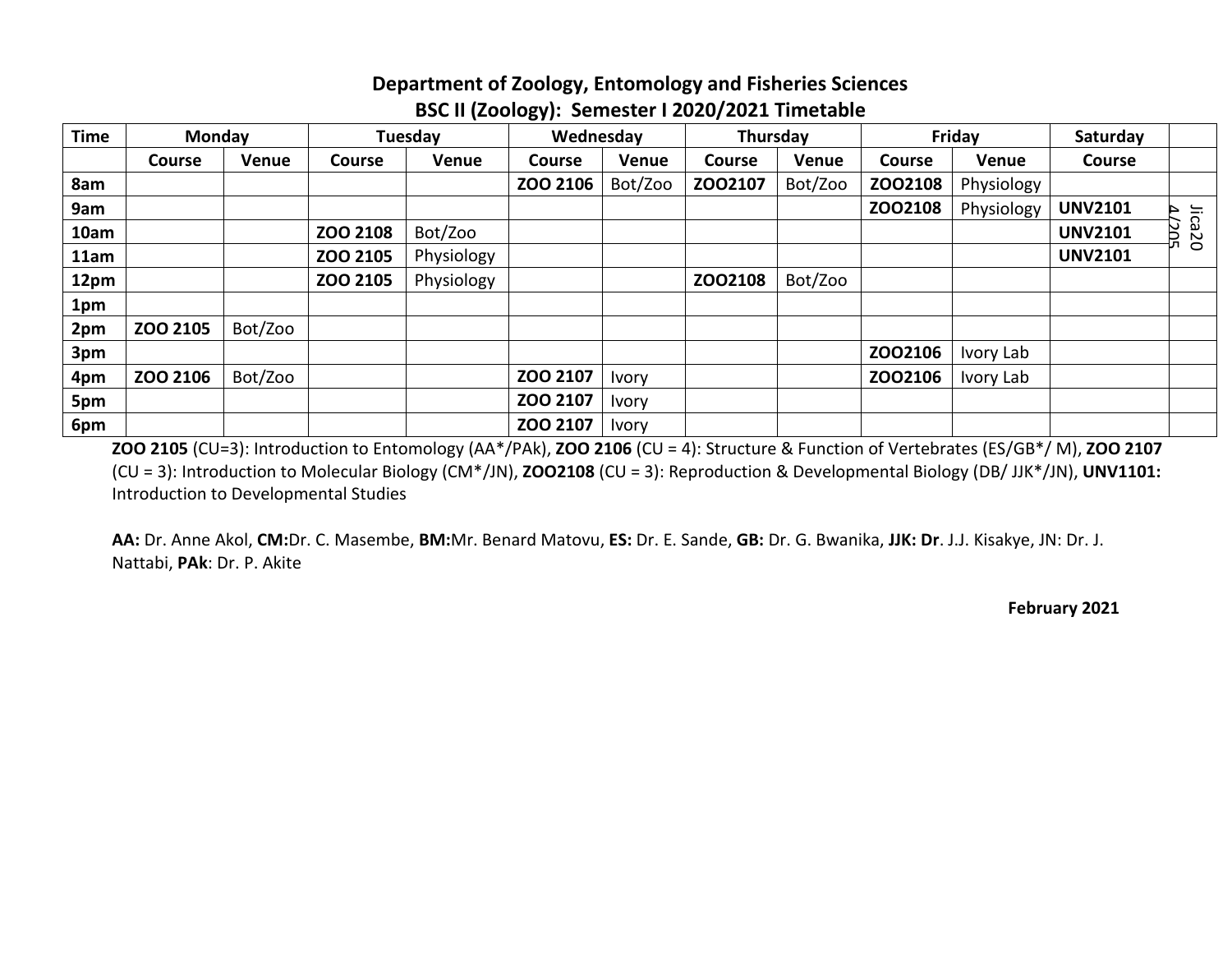**Department of Zoology, Entomology and Fisheries Sciences**

**BSC II (Zoology): Semester I 2020/2021 Timetable**

| Time | Monday | | Tuesday | | Wednesday | | Thursday | | Friday | | Saturday | |
|---|---|---|---|---|---|---|---|---|---|---|---|---|
| | Course | Venue | Course | Venue | Course | Venue | Course | Venue | Course | Venue | Course | |
| 8am | | | | | **ZOO 2106** | Bot/Zoo | **ZOO2107** | Bot/Zoo | **ZOO2108** | Physiology | | |
| 9am | | | | | | | | | **ZOO2108** | Physiology | **UNV2101** | Jica204/205 |
| 10am | | | **ZOO 2108** | Bot/Zoo | | | | | | | **UNV2101** | |
| 11am | | | **ZOO 2105** | Physiology | | | | | | | **UNV2101** | |
| 12pm | | | **ZOO 2105** | Physiology | | | **ZOO2108** | Bot/Zoo | | | | |
| 1pm | | | | | | | | | | | | |
| 2pm | **ZOO 2105** | Bot/Zoo | | | | | | | | | | |
| 3pm | | | | | | | | | **ZOO2106** | Ivory Lab | | |
| 4pm | **ZOO 2106** | Bot/Zoo | | | **ZOO 2107** | Ivory | | | **ZOO2106** | Ivory Lab | | |
| 5pm | | | | | **ZOO 2107** | Ivory | | | | | | |
| 6pm | | | | | **ZOO 2107** | Ivory | | | | | | |

**ZOO 2105** (CU=3): Introduction to Entomology (AA*/PAk), **ZOO 2106** (CU = 4): Structure & Function of Vertebrates (ES/GB*/ M), **ZOO 2107** (CU = 3): Introduction to Molecular Biology (CM*/JN), **ZOO2108** (CU = 3): Reproduction & Developmental Biology (DB/ JJK*/JN), **UNV1101:** Introduction to Developmental Studies

**AA:** Dr. Anne Akol, **CM:**Dr. C. Masembe, **BM:**Mr. Benard Matovu, **ES:** Dr. E. Sande, **GB:** Dr. G. Bwanika, **JJK: Dr**. J.J. Kisakye, JN: Dr. J. Nattabi, **PAk**: Dr. P. Akite

**February 2021**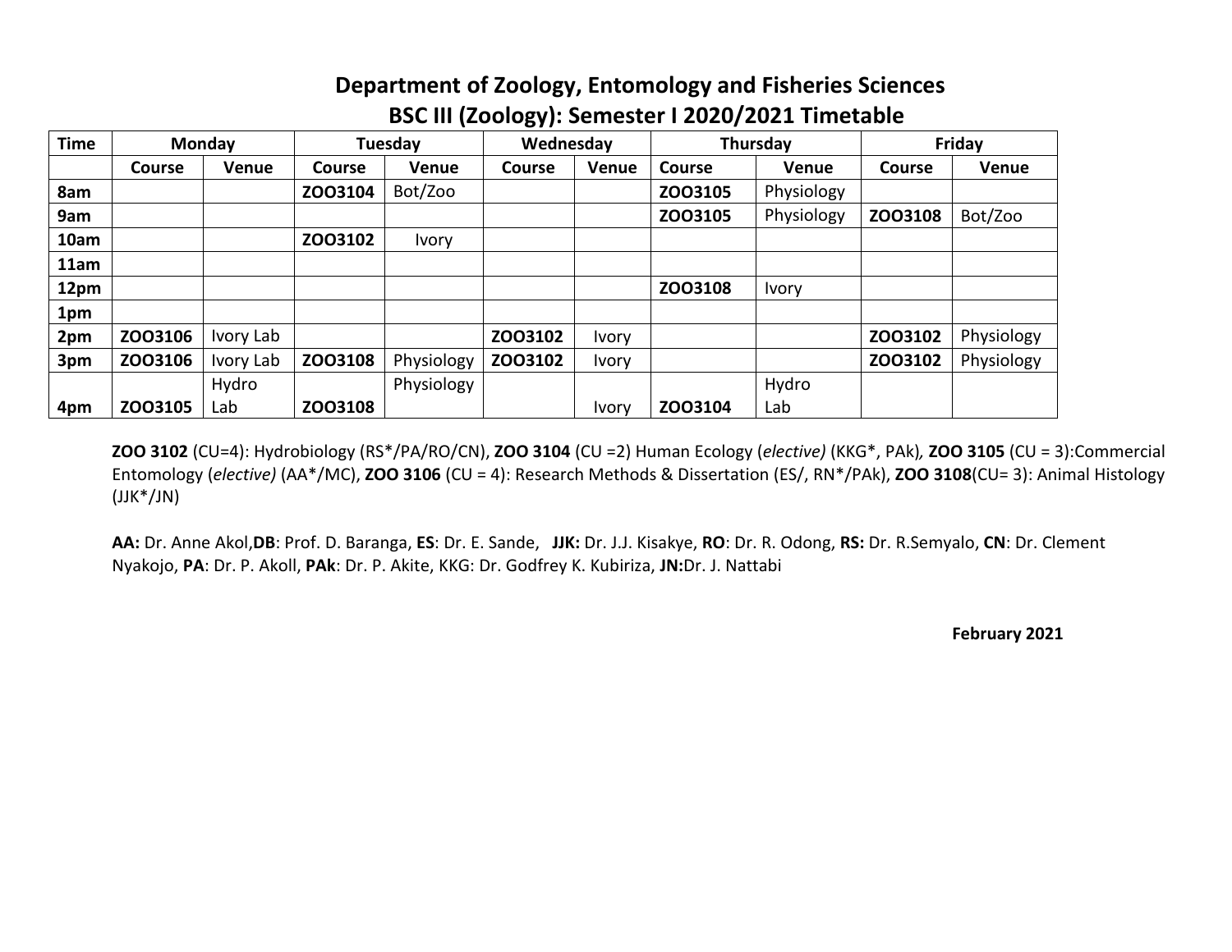## Department of Zoology, Entomology and Fisheries Sciences

## BSC III (Zoology): Semester I 2020/2021 Timetable

| Time | Monday | | Tuesday | | Wednesday | | Thursday | | Friday | |
|---|---|---|---|---|---|---|---|---|---|---|
| | Course | Venue | Course | Venue | Course | Venue | Course | Venue | Course | Venue |
| **8am** | | | **ZOO3104** | Bot/Zoo | | | **ZOO3105** | Physiology | | |
| **9am** | | | | | | | **ZOO3105** | Physiology | **ZOO3108** | Bot/Zoo |
| **10am** | | | **ZOO3102** | Ivory | | | | | | |
| **11am** | | | | | | | | | | |
| **12pm** | | | | | | | **ZOO3108** | Ivory | | |
| **1pm** | | | | | | | | | | |
| **2pm** | **ZOO3106** | Ivory Lab | | | **ZOO3102** | Ivory | | | **ZOO3102** | Physiology |
| **3pm** | **ZOO3106** | Ivory Lab | **ZOO3108** | Physiology | **ZOO3102** | Ivory | | | **ZOO3102** | Physiology |
| **4pm** | **ZOO3105** | Hydro Lab | **ZOO3108** | Physiology | | Ivory | **ZOO3104** | Hydro Lab | | |

**ZOO 3102** (CU=4): Hydrobiology (RS*/PA/RO/CN), **ZOO 3104** (CU =2) Human Ecology (*elective*) (KKG*, PAk), **ZOO 3105** (CU = 3):Commercial Entomology (*elective*) (AA*/MC), **ZOO 3106** (CU = 4): Research Methods & Dissertation (ES/, RN*/PAk), **ZOO 3108**(CU= 3): Animal Histology (JJK*/JN)

**AA:** Dr. Anne Akol,**DB**: Prof. D. Baranga, **ES**: Dr. E. Sande, **JJK:** Dr. J.J. Kisakye, **RO**: Dr. R. Odong, **RS:** Dr. R.Semyalo, **CN**: Dr. Clement Nyakojo, **PA**: Dr. P. Akoll, **PAk**: Dr. P. Akite, KKG: Dr. Godfrey K. Kubiriza, **JN:**Dr. J. Nattabi

**February 2021**